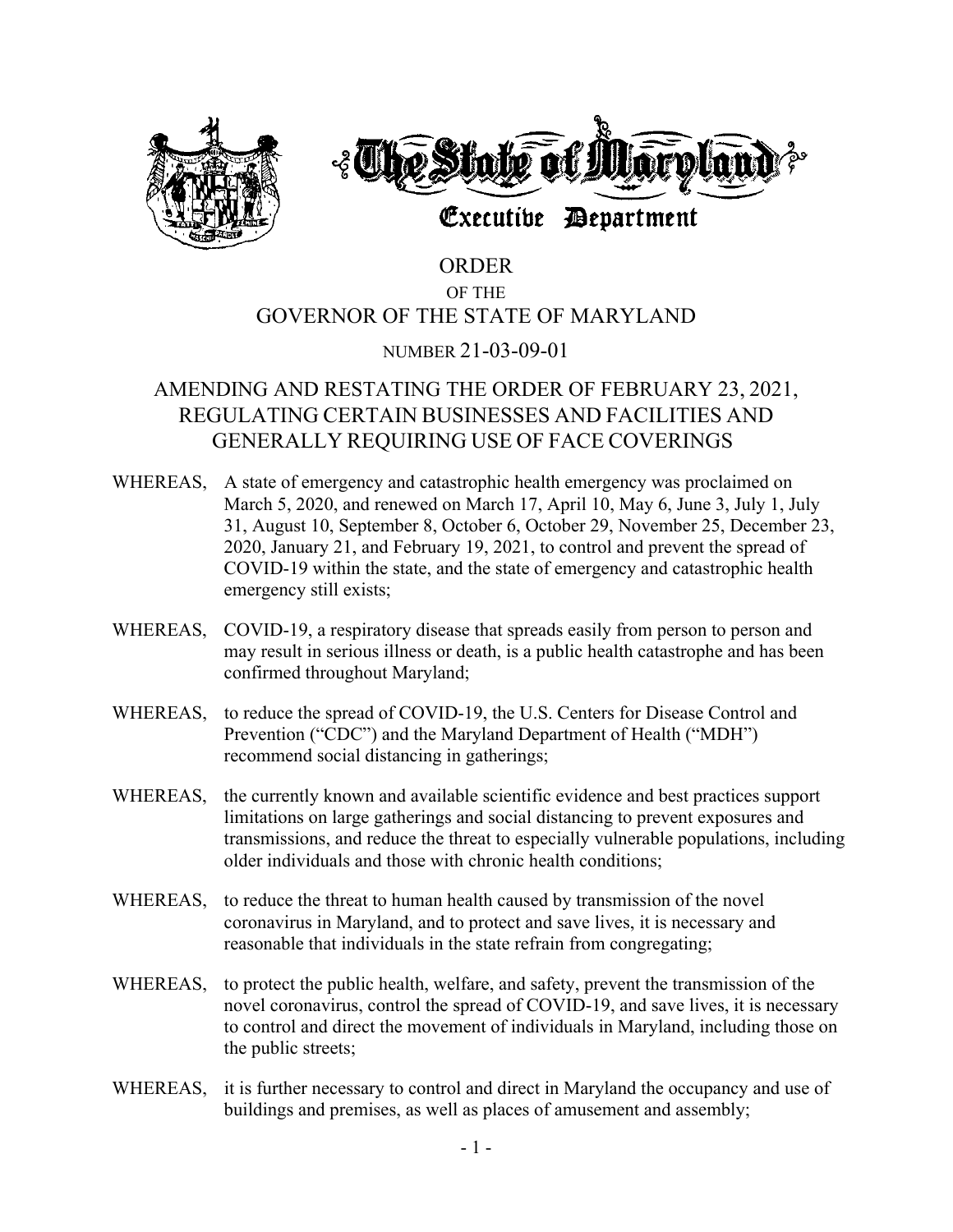# The State of Maryland

## Executive Department

# ORDER

OF THE

# GOVERNOR OF THE STATE OF MARYLAND

NUMBER 21-03-09-01

## AMENDING AND RESTATING THE ORDER OF FEBRUARY 23, 2021, REGULATING CERTAIN BUSINESSES AND FACILITIES AND GENERALLY REQUIRING USE OF FACE COVERINGS

WHEREAS, A state of emergency and catastrophic health emergency was proclaimed on March 5, 2020, and renewed on March 17, April 10, May 6, June 3, July 1, July 31, August 10, September 8, October 6, October 29, November 25, December 23, 2020, January 21, and February 19, 2021, to control and prevent the spread of COVID-19 within the state, and the state of emergency and catastrophic health emergency still exists;

WHEREAS, COVID-19, a respiratory disease that spreads easily from person to person and may result in serious illness or death, is a public health catastrophe and has been confirmed throughout Maryland;

WHEREAS, to reduce the spread of COVID-19, the U.S. Centers for Disease Control and Prevention ("CDC") and the Maryland Department of Health ("MDH") recommend social distancing in gatherings;

WHEREAS, the currently known and available scientific evidence and best practices support limitations on large gatherings and social distancing to prevent exposures and transmissions, and reduce the threat to especially vulnerable populations, including older individuals and those with chronic health conditions;

WHEREAS, to reduce the threat to human health caused by transmission of the novel coronavirus in Maryland, and to protect and save lives, it is necessary and reasonable that individuals in the state refrain from congregating;

WHEREAS, to protect the public health, welfare, and safety, prevent the transmission of the novel coronavirus, control the spread of COVID-19, and save lives, it is necessary to control and direct the movement of individuals in Maryland, including those on the public streets;

WHEREAS, it is further necessary to control and direct in Maryland the occupancy and use of buildings and premises, as well as places of amusement and assembly;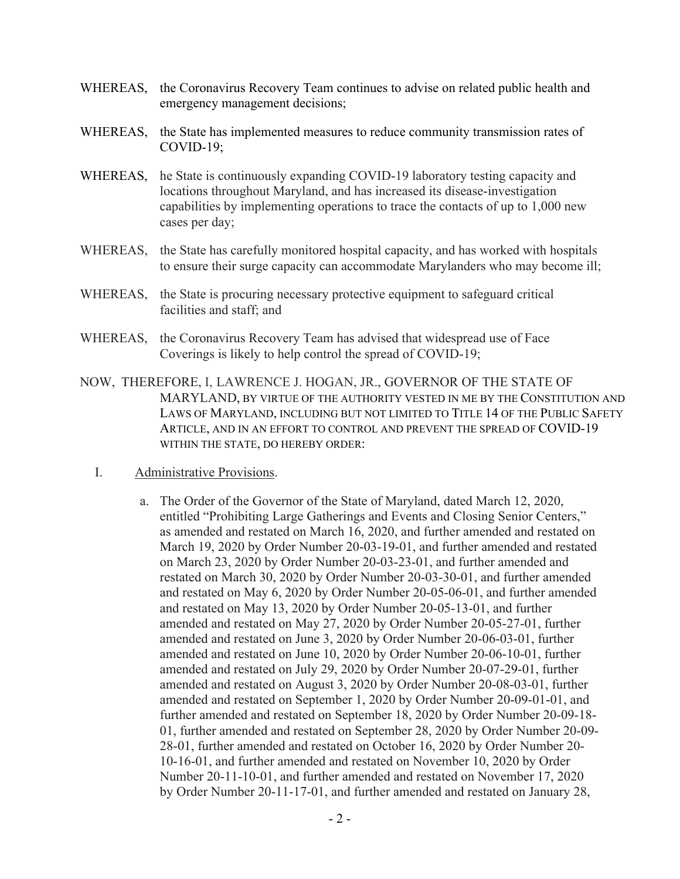WHEREAS, the Coronavirus Recovery Team continues to advise on related public health and emergency management decisions;

WHEREAS, the State has implemented measures to reduce community transmission rates of COVID-19;

WHEREAS, he State is continuously expanding COVID-19 laboratory testing capacity and locations throughout Maryland, and has increased its disease-investigation capabilities by implementing operations to trace the contacts of up to 1,000 new cases per day;

WHEREAS, the State has carefully monitored hospital capacity, and has worked with hospitals to ensure their surge capacity can accommodate Marylanders who may become ill;

WHEREAS, the State is procuring necessary protective equipment to safeguard critical facilities and staff; and

WHEREAS, the Coronavirus Recovery Team has advised that widespread use of Face Coverings is likely to help control the spread of COVID-19;

NOW, THEREFORE, I, LAWRENCE J. HOGAN, JR., GOVERNOR OF THE STATE OF MARYLAND, BY VIRTUE OF THE AUTHORITY VESTED IN ME BY THE CONSTITUTION AND LAWS OF MARYLAND, INCLUDING BUT NOT LIMITED TO TITLE 14 OF THE PUBLIC SAFETY ARTICLE, AND IN AN EFFORT TO CONTROL AND PREVENT THE SPREAD OF COVID-19 WITHIN THE STATE, DO HEREBY ORDER:

I. Administrative Provisions.

a. The Order of the Governor of the State of Maryland, dated March 12, 2020, entitled "Prohibiting Large Gatherings and Events and Closing Senior Centers," as amended and restated on March 16, 2020, and further amended and restated on March 19, 2020 by Order Number 20-03-19-01, and further amended and restated on March 23, 2020 by Order Number 20-03-23-01, and further amended and restated on March 30, 2020 by Order Number 20-03-30-01, and further amended and restated on May 6, 2020 by Order Number 20-05-06-01, and further amended and restated on May 13, 2020 by Order Number 20-05-13-01, and further amended and restated on May 27, 2020 by Order Number 20-05-27-01, further amended and restated on June 3, 2020 by Order Number 20-06-03-01, further amended and restated on June 10, 2020 by Order Number 20-06-10-01, further amended and restated on July 29, 2020 by Order Number 20-07-29-01, further amended and restated on August 3, 2020 by Order Number 20-08-03-01, further amended and restated on September 1, 2020 by Order Number 20-09-01-01, and further amended and restated on September 18, 2020 by Order Number 20-09-18-01, further amended and restated on September 28, 2020 by Order Number 20-09-28-01, further amended and restated on October 16, 2020 by Order Number 20-10-16-01, and further amended and restated on November 10, 2020 by Order Number 20-11-10-01, and further amended and restated on November 17, 2020 by Order Number 20-11-17-01, and further amended and restated on January 28,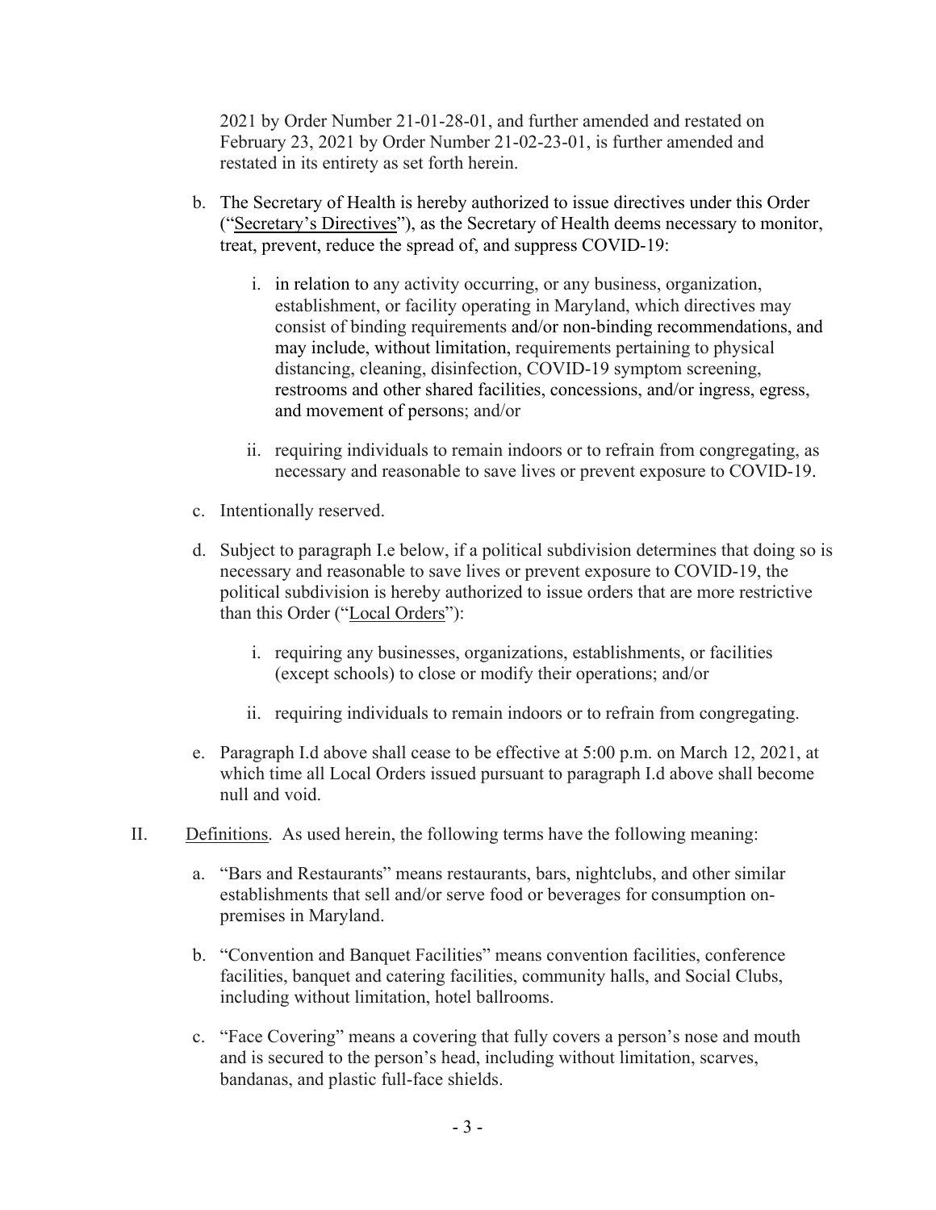2021 by Order Number 21-01-28-01, and further amended and restated on February 23, 2021 by Order Number 21-02-23-01, is further amended and restated in its entirety as set forth herein.

b. The Secretary of Health is hereby authorized to issue directives under this Order ("Secretary's Directives"), as the Secretary of Health deems necessary to monitor, treat, prevent, reduce the spread of, and suppress COVID-19:

   i. in relation to any activity occurring, or any business, organization, establishment, or facility operating in Maryland, which directives may consist of binding requirements and/or non-binding recommendations, and may include, without limitation, requirements pertaining to physical distancing, cleaning, disinfection, COVID-19 symptom screening, restrooms and other shared facilities, concessions, and/or ingress, egress, and movement of persons; and/or

   ii. requiring individuals to remain indoors or to refrain from congregating, as necessary and reasonable to save lives or prevent exposure to COVID-19.

c. Intentionally reserved.

d. Subject to paragraph I.e below, if a political subdivision determines that doing so is necessary and reasonable to save lives or prevent exposure to COVID-19, the political subdivision is hereby authorized to issue orders that are more restrictive than this Order ("Local Orders"):

   i. requiring any businesses, organizations, establishments, or facilities (except schools) to close or modify their operations; and/or

   ii. requiring individuals to remain indoors or to refrain from congregating.

e. Paragraph I.d above shall cease to be effective at 5:00 p.m. on March 12, 2021, at which time all Local Orders issued pursuant to paragraph I.d above shall become null and void.

II. Definitions. As used herein, the following terms have the following meaning:

a. "Bars and Restaurants" means restaurants, bars, nightclubs, and other similar establishments that sell and/or serve food or beverages for consumption on-premises in Maryland.

b. "Convention and Banquet Facilities" means convention facilities, conference facilities, banquet and catering facilities, community halls, and Social Clubs, including without limitation, hotel ballrooms.

c. "Face Covering" means a covering that fully covers a person's nose and mouth and is secured to the person's head, including without limitation, scarves, bandanas, and plastic full-face shields.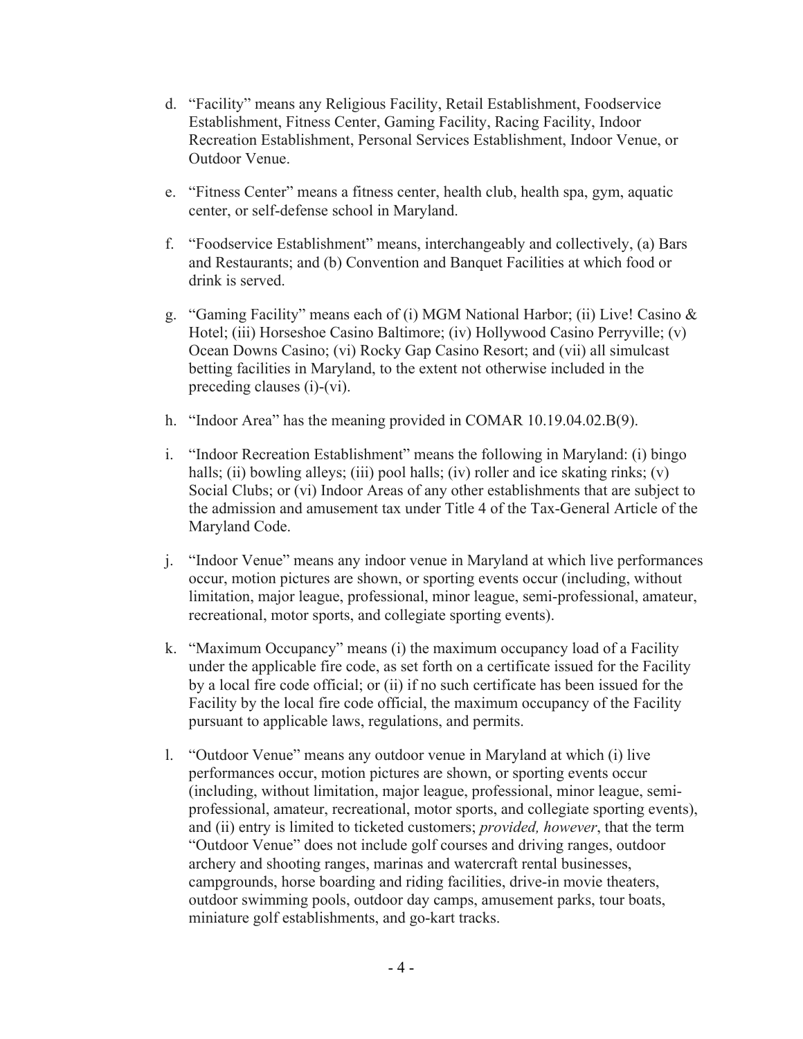d. "Facility" means any Religious Facility, Retail Establishment, Foodservice Establishment, Fitness Center, Gaming Facility, Racing Facility, Indoor Recreation Establishment, Personal Services Establishment, Indoor Venue, or Outdoor Venue.

e. "Fitness Center" means a fitness center, health club, health spa, gym, aquatic center, or self-defense school in Maryland.

f. "Foodservice Establishment" means, interchangeably and collectively, (a) Bars and Restaurants; and (b) Convention and Banquet Facilities at which food or drink is served.

g. "Gaming Facility" means each of (i) MGM National Harbor; (ii) Live! Casino & Hotel; (iii) Horseshoe Casino Baltimore; (iv) Hollywood Casino Perryville; (v) Ocean Downs Casino; (vi) Rocky Gap Casino Resort; and (vii) all simulcast betting facilities in Maryland, to the extent not otherwise included in the preceding clauses (i)-(vi).

h. "Indoor Area" has the meaning provided in COMAR 10.19.04.02.B(9).

i. "Indoor Recreation Establishment" means the following in Maryland: (i) bingo halls; (ii) bowling alleys; (iii) pool halls; (iv) roller and ice skating rinks; (v) Social Clubs; or (vi) Indoor Areas of any other establishments that are subject to the admission and amusement tax under Title 4 of the Tax-General Article of the Maryland Code.

j. "Indoor Venue" means any indoor venue in Maryland at which live performances occur, motion pictures are shown, or sporting events occur (including, without limitation, major league, professional, minor league, semi-professional, amateur, recreational, motor sports, and collegiate sporting events).

k. "Maximum Occupancy" means (i) the maximum occupancy load of a Facility under the applicable fire code, as set forth on a certificate issued for the Facility by a local fire code official; or (ii) if no such certificate has been issued for the Facility by the local fire code official, the maximum occupancy of the Facility pursuant to applicable laws, regulations, and permits.

l. "Outdoor Venue" means any outdoor venue in Maryland at which (i) live performances occur, motion pictures are shown, or sporting events occur (including, without limitation, major league, professional, minor league, semi-professional, amateur, recreational, motor sports, and collegiate sporting events), and (ii) entry is limited to ticketed customers; *provided, however*, that the term "Outdoor Venue" does not include golf courses and driving ranges, outdoor archery and shooting ranges, marinas and watercraft rental businesses, campgrounds, horse boarding and riding facilities, drive-in movie theaters, outdoor swimming pools, outdoor day camps, amusement parks, tour boats, miniature golf establishments, and go-kart tracks.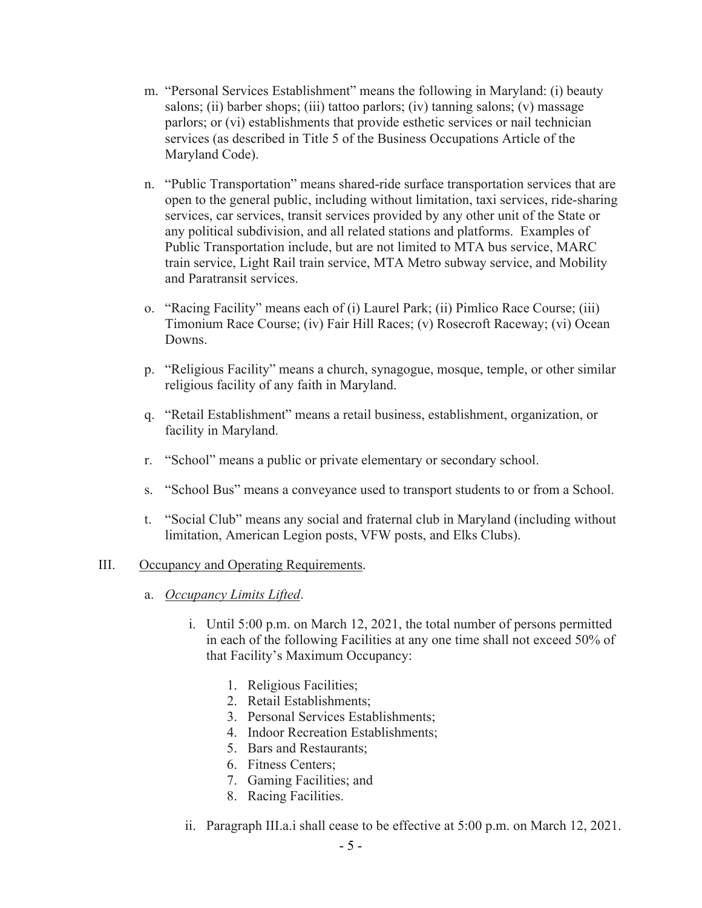m. "Personal Services Establishment" means the following in Maryland: (i) beauty salons; (ii) barber shops; (iii) tattoo parlors; (iv) tanning salons; (v) massage parlors; or (vi) establishments that provide esthetic services or nail technician services (as described in Title 5 of the Business Occupations Article of the Maryland Code).

n. "Public Transportation" means shared-ride surface transportation services that are open to the general public, including without limitation, taxi services, ride-sharing services, car services, transit services provided by any other unit of the State or any political subdivision, and all related stations and platforms. Examples of Public Transportation include, but are not limited to MTA bus service, MARC train service, Light Rail train service, MTA Metro subway service, and Mobility and Paratransit services.

o. "Racing Facility" means each of (i) Laurel Park; (ii) Pimlico Race Course; (iii) Timonium Race Course; (iv) Fair Hill Races; (v) Rosecroft Raceway; (vi) Ocean Downs.

p. "Religious Facility" means a church, synagogue, mosque, temple, or other similar religious facility of any faith in Maryland.

q. "Retail Establishment" means a retail business, establishment, organization, or facility in Maryland.

r. "School" means a public or private elementary or secondary school.

s. "School Bus" means a conveyance used to transport students to or from a School.

t. "Social Club" means any social and fraternal club in Maryland (including without limitation, American Legion posts, VFW posts, and Elks Clubs).

III. Occupancy and Operating Requirements.

a. *Occupancy Limits Lifted*.

i. Until 5:00 p.m. on March 12, 2021, the total number of persons permitted in each of the following Facilities at any one time shall not exceed 50% of that Facility's Maximum Occupancy:

1. Religious Facilities;
2. Retail Establishments;
3. Personal Services Establishments;
4. Indoor Recreation Establishments;
5. Bars and Restaurants;
6. Fitness Centers;
7. Gaming Facilities; and
8. Racing Facilities.

ii. Paragraph III.a.i shall cease to be effective at 5:00 p.m. on March 12, 2021.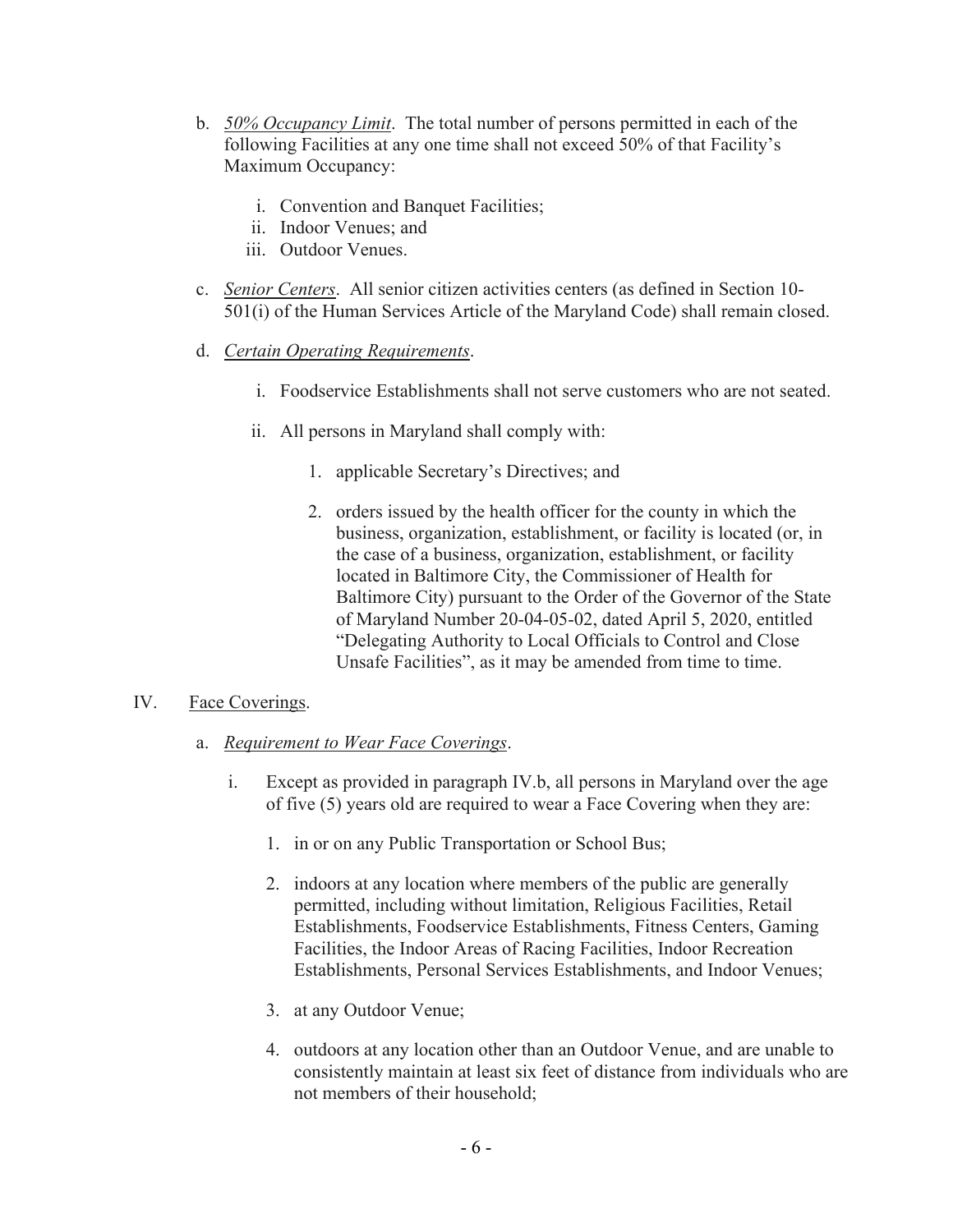b. *50% Occupancy Limit*. The total number of persons permitted in each of the following Facilities at any one time shall not exceed 50% of that Facility's Maximum Occupancy:

   i. Convention and Banquet Facilities;

   ii. Indoor Venues; and

   iii. Outdoor Venues.

c. *Senior Centers*. All senior citizen activities centers (as defined in Section 10-501(i) of the Human Services Article of the Maryland Code) shall remain closed.

d. *Certain Operating Requirements*.

   i. Foodservice Establishments shall not serve customers who are not seated.

   ii. All persons in Maryland shall comply with:

      1. applicable Secretary's Directives; and

      2. orders issued by the health officer for the county in which the business, organization, establishment, or facility is located (or, in the case of a business, organization, establishment, or facility located in Baltimore City, the Commissioner of Health for Baltimore City) pursuant to the Order of the Governor of the State of Maryland Number 20-04-05-02, dated April 5, 2020, entitled "Delegating Authority to Local Officials to Control and Close Unsafe Facilities", as it may be amended from time to time.

IV. Face Coverings.

a. *Requirement to Wear Face Coverings*.

   i. Except as provided in paragraph IV.b, all persons in Maryland over the age of five (5) years old are required to wear a Face Covering when they are:

      1. in or on any Public Transportation or School Bus;

      2. indoors at any location where members of the public are generally permitted, including without limitation, Religious Facilities, Retail Establishments, Foodservice Establishments, Fitness Centers, Gaming Facilities, the Indoor Areas of Racing Facilities, Indoor Recreation Establishments, Personal Services Establishments, and Indoor Venues;

      3. at any Outdoor Venue;

      4. outdoors at any location other than an Outdoor Venue, and are unable to consistently maintain at least six feet of distance from individuals who are not members of their household;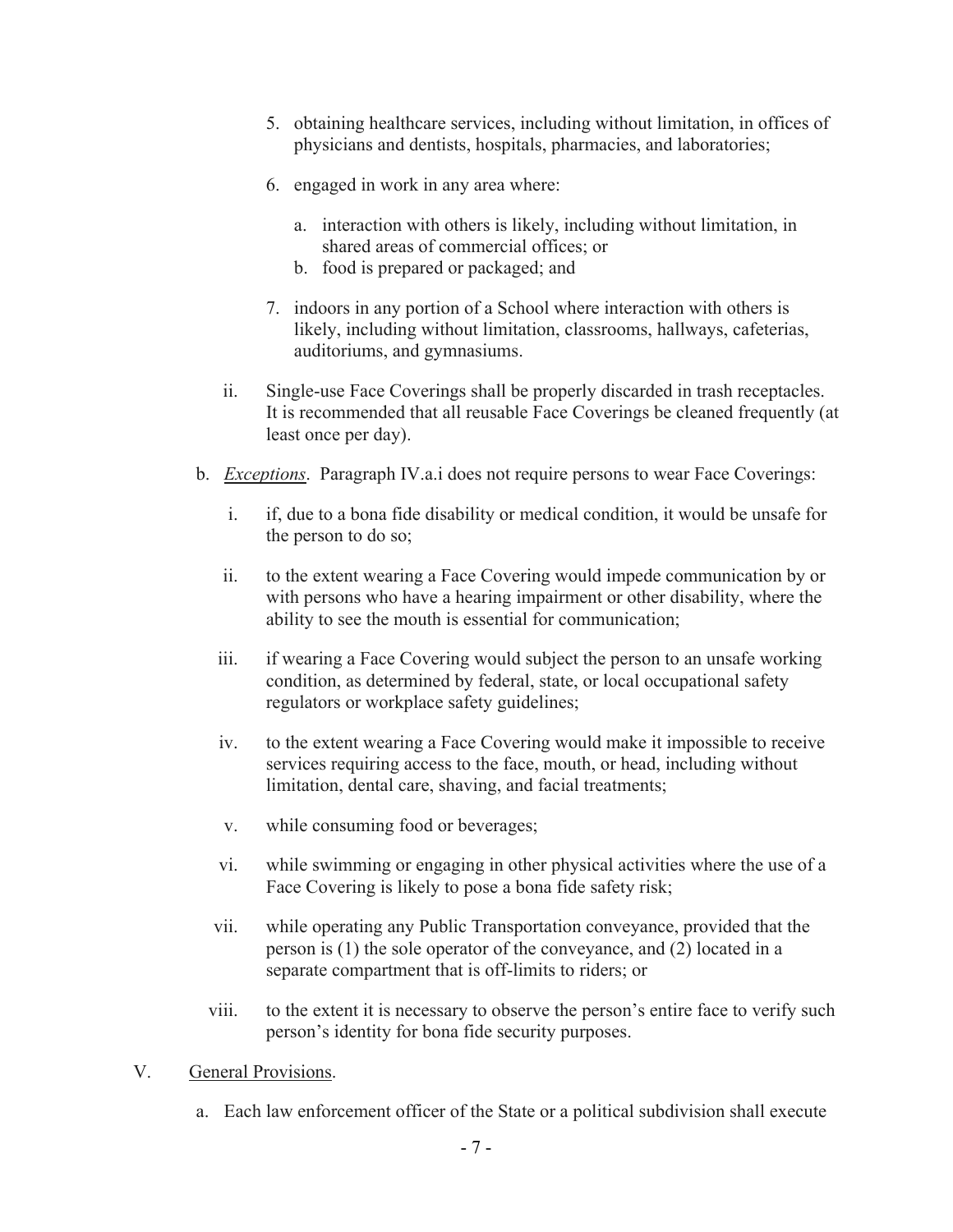5. obtaining healthcare services, including without limitation, in offices of physicians and dentists, hospitals, pharmacies, and laboratories;

6. engaged in work in any area where:

   a. interaction with others is likely, including without limitation, in shared areas of commercial offices; or
   b. food is prepared or packaged; and

7. indoors in any portion of a School where interaction with others is likely, including without limitation, classrooms, hallways, cafeterias, auditoriums, and gymnasiums.

ii. Single-use Face Coverings shall be properly discarded in trash receptacles. It is recommended that all reusable Face Coverings be cleaned frequently (at least once per day).

b. *Exceptions*. Paragraph IV.a.i does not require persons to wear Face Coverings:

   i. if, due to a bona fide disability or medical condition, it would be unsafe for the person to do so;

   ii. to the extent wearing a Face Covering would impede communication by or with persons who have a hearing impairment or other disability, where the ability to see the mouth is essential for communication;

   iii. if wearing a Face Covering would subject the person to an unsafe working condition, as determined by federal, state, or local occupational safety regulators or workplace safety guidelines;

   iv. to the extent wearing a Face Covering would make it impossible to receive services requiring access to the face, mouth, or head, including without limitation, dental care, shaving, and facial treatments;

   v. while consuming food or beverages;

   vi. while swimming or engaging in other physical activities where the use of a Face Covering is likely to pose a bona fide safety risk;

   vii. while operating any Public Transportation conveyance, provided that the person is (1) the sole operator of the conveyance, and (2) located in a separate compartment that is off-limits to riders; or

   viii. to the extent it is necessary to observe the person's entire face to verify such person's identity for bona fide security purposes.

V. General Provisions.

   a. Each law enforcement officer of the State or a political subdivision shall execute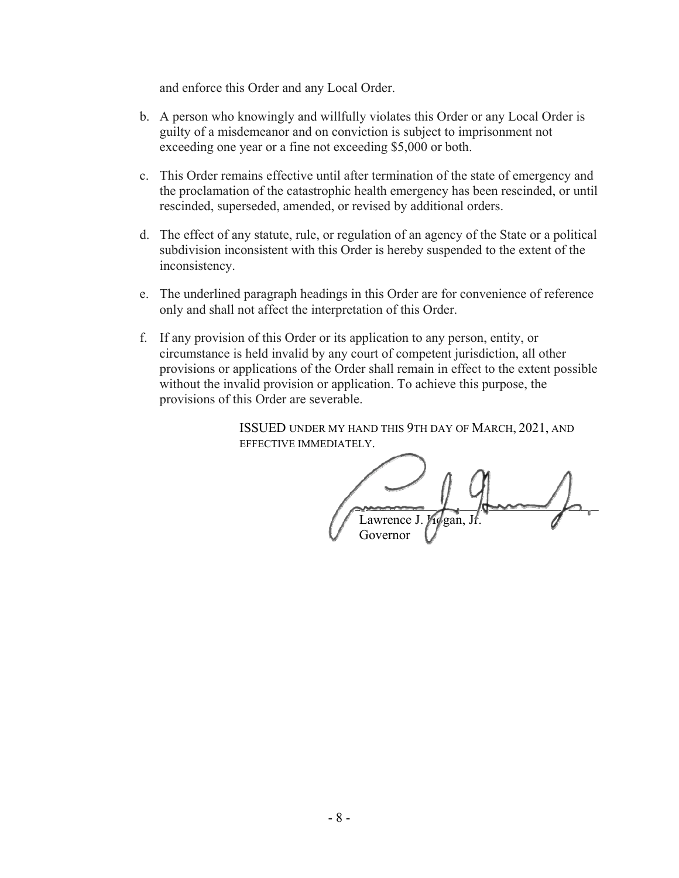and enforce this Order and any Local Order.

b. A person who knowingly and willfully violates this Order or any Local Order is guilty of a misdemeanor and on conviction is subject to imprisonment not exceeding one year or a fine not exceeding $5,000 or both.

c. This Order remains effective until after termination of the state of emergency and the proclamation of the catastrophic health emergency has been rescinded, or until rescinded, superseded, amended, or revised by additional orders.

d. The effect of any statute, rule, or regulation of an agency of the State or a political subdivision inconsistent with this Order is hereby suspended to the extent of the inconsistency.

e. The underlined paragraph headings in this Order are for convenience of reference only and shall not affect the interpretation of this Order.

f. If any provision of this Order or its application to any person, entity, or circumstance is held invalid by any court of competent jurisdiction, all other provisions or applications of the Order shall remain in effect to the extent possible without the invalid provision or application. To achieve this purpose, the provisions of this Order are severable.

ISSUED UNDER MY HAND THIS 9TH DAY OF MARCH, 2021, AND EFFECTIVE IMMEDIATELY.

Lawrence J. Hogan, Jr.
Governor